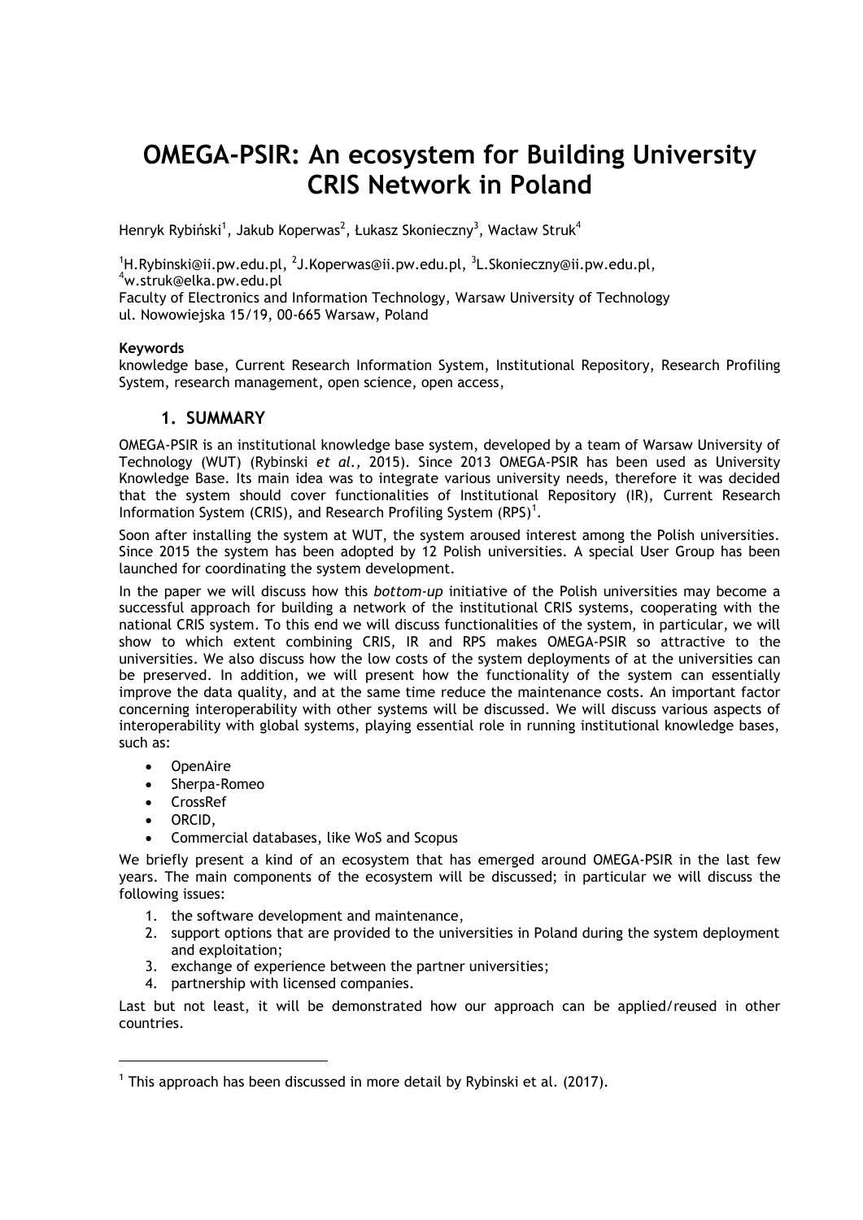# OMEGA-PSIR: An ecosystem for Building University CRIS Network in Poland

Henryk Rybiński[1], Jakub Koperwas[2], Łukasz Skonieczny[3], Wacław Struk[4]

[1]H.Rybinski@ii.pw.edu.pl, [2]J.Koperwas@ii.pw.edu.pl, [3]L.Skonieczny@ii.pw.edu.pl, [4]w.struk@elka.pw.edu.pl

Faculty of Electronics and Information Technology, Warsaw University of Technology
ul. Nowowiejska 15/19, 00-665 Warsaw, Poland

**Keywords**

knowledge base, Current Research Information System, Institutional Repository, Research Profiling System, research management, open science, open access,

## 1. SUMMARY

OMEGA-PSIR is an institutional knowledge base system, developed by a team of Warsaw University of Technology (WUT) (Rybinski *et al.,* 2015). Since 2013 OMEGA-PSIR has been used as University Knowledge Base. Its main idea was to integrate various university needs, therefore it was decided that the system should cover functionalities of Institutional Repository (IR), Current Research Information System (CRIS), and Research Profiling System (RPS)[1].

Soon after installing the system at WUT, the system aroused interest among the Polish universities. Since 2015 the system has been adopted by 12 Polish universities. A special User Group has been launched for coordinating the system development.

In the paper we will discuss how this *bottom-up* initiative of the Polish universities may become a successful approach for building a network of the institutional CRIS systems, cooperating with the national CRIS system. To this end we will discuss functionalities of the system, in particular, we will show to which extent combining CRIS, IR and RPS makes OMEGA-PSIR so attractive to the universities. We also discuss how the low costs of the system deployments of at the universities can be preserved. In addition, we will present how the functionality of the system can essentially improve the data quality, and at the same time reduce the maintenance costs. An important factor concerning interoperability with other systems will be discussed. We will discuss various aspects of interoperability with global systems, playing essential role in running institutional knowledge bases, such as:

- OpenAire
- Sherpa-Romeo
- CrossRef
- ORCID,
- Commercial databases, like WoS and Scopus

We briefly present a kind of an ecosystem that has emerged around OMEGA-PSIR in the last few years. The main components of the ecosystem will be discussed; in particular we will discuss the following issues:

1. the software development and maintenance,
2. support options that are provided to the universities in Poland during the system deployment and exploitation;
3. exchange of experience between the partner universities;
4. partnership with licensed companies.

Last but not least, it will be demonstrated how our approach can be applied/reused in other countries.

[1] This approach has been discussed in more detail by Rybinski et al. (2017).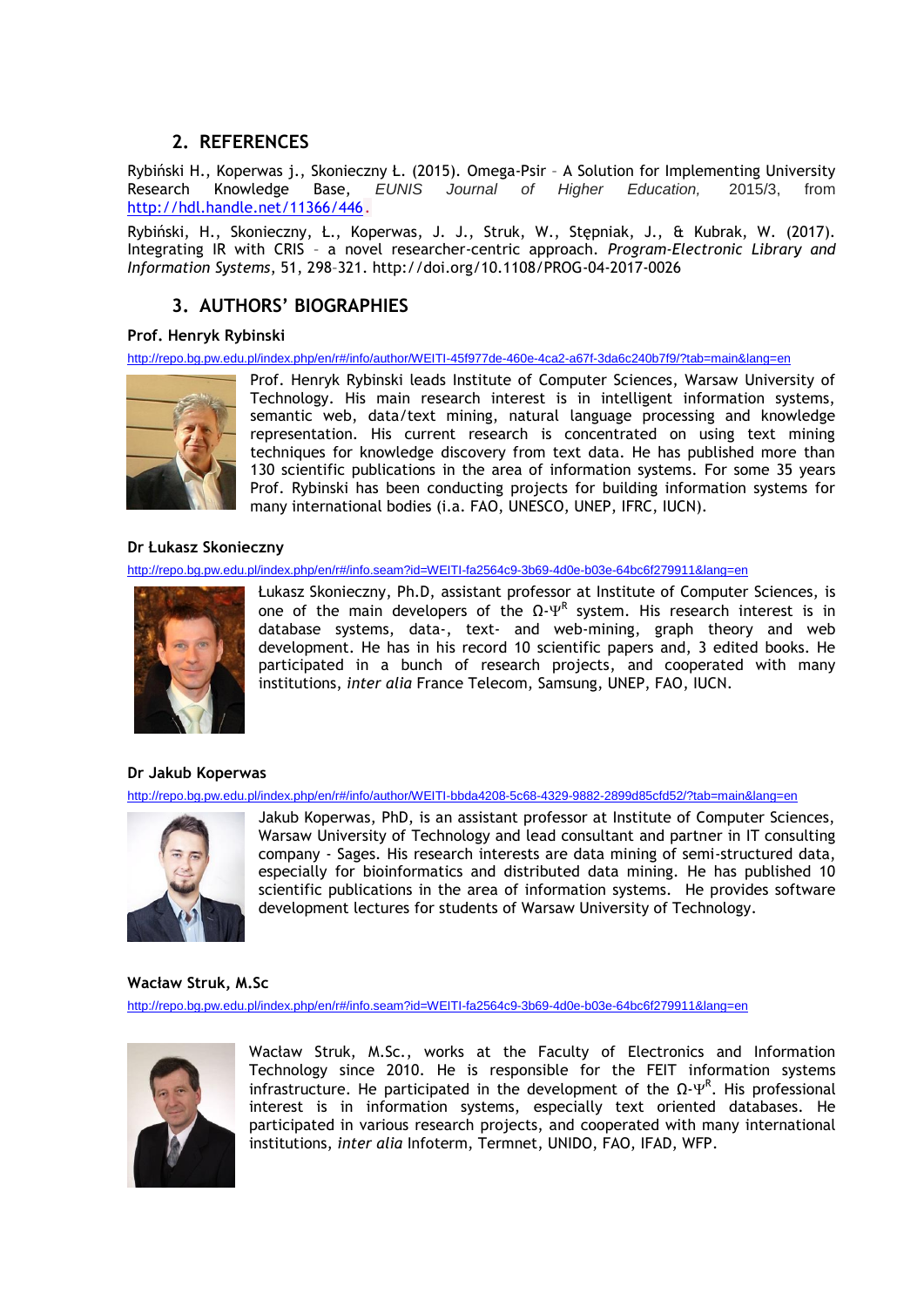## 2. REFERENCES

Rybiński H., Koperwas j., Skonieczny Ł. (2015). Omega-Psir – A Solution for Implementing University Research Knowledge Base, *EUNIS Journal of Higher Education*, 2015/3, from http://hdl.handle.net/11366/446.

Rybiński, H., Skonieczny, Ł., Koperwas, J. J., Struk, W., Stępniak, J., & Kubrak, W. (2017). Integrating IR with CRIS – a novel researcher-centric approach. *Program-Electronic Library and Information Systems*, 51, 298–321. http://doi.org/10.1108/PROG-04-2017-0026

## 3. AUTHORS' BIOGRAPHIES

**Prof. Henryk Rybinski**

http://repo.bg.pw.edu.pl/index.php/en/r#/info/author/WEITI-45f977de-460e-4ca2-a67f-3da6c240b7f9/?tab=main&lang=en

Prof. Henryk Rybinski leads Institute of Computer Sciences, Warsaw University of Technology. His main research interest is in intelligent information systems, semantic web, data/text mining, natural language processing and knowledge representation. His current research is concentrated on using text mining techniques for knowledge discovery from text data. He has published more than 130 scientific publications in the area of information systems. For some 35 years Prof. Rybinski has been conducting projects for building information systems for many international bodies (i.a. FAO, UNESCO, UNEP, IFRC, IUCN).

**Dr Łukasz Skonieczny**

http://repo.bg.pw.edu.pl/index.php/en/r#/info.seam?id=WEITI-fa2564c9-3b69-4d0e-b03e-64bc6f279911&lang=en

Łukasz Skonieczny, Ph.D, assistant professor at Institute of Computer Sciences, is one of the main developers of the $\Omega$-$\Psi^R$ system. His research interest is in database systems, data-, text- and web-mining, graph theory and web development. He has in his record 10 scientific papers and, 3 edited books. He participated in a bunch of research projects, and cooperated with many institutions, *inter alia* France Telecom, Samsung, UNEP, FAO, IUCN.

**Dr Jakub Koperwas**

http://repo.bg.pw.edu.pl/index.php/en/r#/info/author/WEITI-bbda4208-5c68-4329-9882-2899d85cfd52/?tab=main&lang=en

Jakub Koperwas, PhD, is an assistant professor at Institute of Computer Sciences, Warsaw University of Technology and lead consultant and partner in IT consulting company - Sages. His research interests are data mining of semi-structured data, especially for bioinformatics and distributed data mining. He has published 10 scientific publications in the area of information systems. He provides software development lectures for students of Warsaw University of Technology.

**Wacław Struk, M.Sc**

http://repo.bg.pw.edu.pl/index.php/en/r#/info.seam?id=WEITI-fa2564c9-3b69-4d0e-b03e-64bc6f279911&lang=en

Wacław Struk, M.Sc., works at the Faculty of Electronics and Information Technology since 2010. He is responsible for the FEIT information systems infrastructure. He participated in the development of the $\Omega$-$\Psi^R$. His professional interest is in information systems, especially text oriented databases. He participated in various research projects, and cooperated with many international institutions, *inter alia* Infoterm, Termnet, UNIDO, FAO, IFAD, WFP.